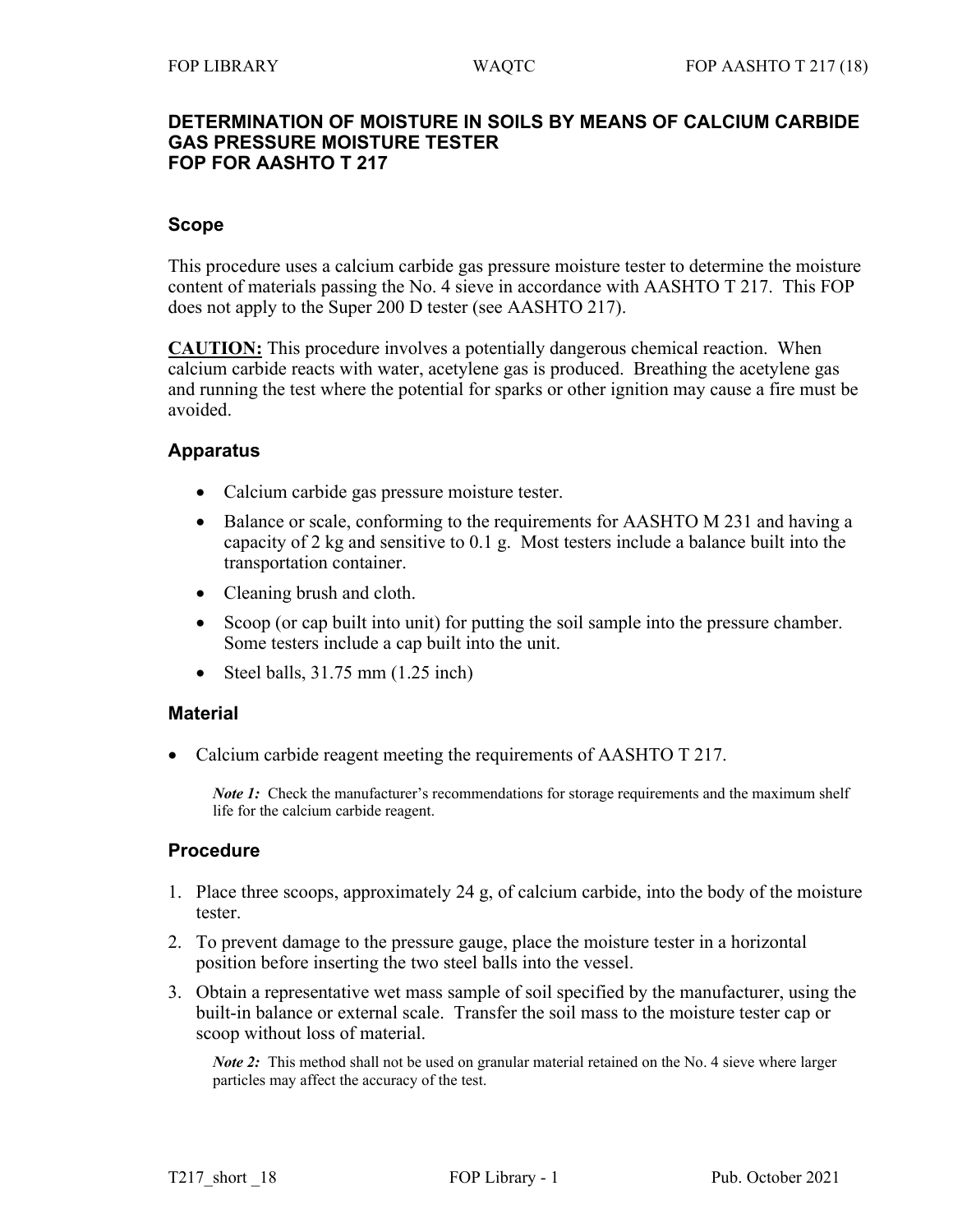# DETERMINATION OF MOISTURE IN SOILS BY MEANS OF CALCIUM CARBIDE GAS PRESSURE MOISTURE TESTER
# FOP FOR AASHTO T 217

## Scope

This procedure uses a calcium carbide gas pressure moisture tester to determine the moisture content of materials passing the No. 4 sieve in accordance with AASHTO T 217. This FOP does not apply to the Super 200 D tester (see AASHTO 217).

**CAUTION:** This procedure involves a potentially dangerous chemical reaction. When calcium carbide reacts with water, acetylene gas is produced. Breathing the acetylene gas and running the test where the potential for sparks or other ignition may cause a fire must be avoided.

## Apparatus

- Calcium carbide gas pressure moisture tester.
- Balance or scale, conforming to the requirements for AASHTO M 231 and having a capacity of 2 kg and sensitive to 0.1 g. Most testers include a balance built into the transportation container.
- Cleaning brush and cloth.
- Scoop (or cap built into unit) for putting the soil sample into the pressure chamber. Some testers include a cap built into the unit.
- Steel balls, 31.75 mm (1.25 inch)

## Material

- Calcium carbide reagent meeting the requirements of AASHTO T 217.

*Note 1:* Check the manufacturer's recommendations for storage requirements and the maximum shelf life for the calcium carbide reagent.

## Procedure

1. Place three scoops, approximately 24 g, of calcium carbide, into the body of the moisture tester.
2. To prevent damage to the pressure gauge, place the moisture tester in a horizontal position before inserting the two steel balls into the vessel.
3. Obtain a representative wet mass sample of soil specified by the manufacturer, using the built-in balance or external scale. Transfer the soil mass to the moisture tester cap or scoop without loss of material.

   *Note 2:* This method shall not be used on granular material retained on the No. 4 sieve where larger particles may affect the accuracy of the test.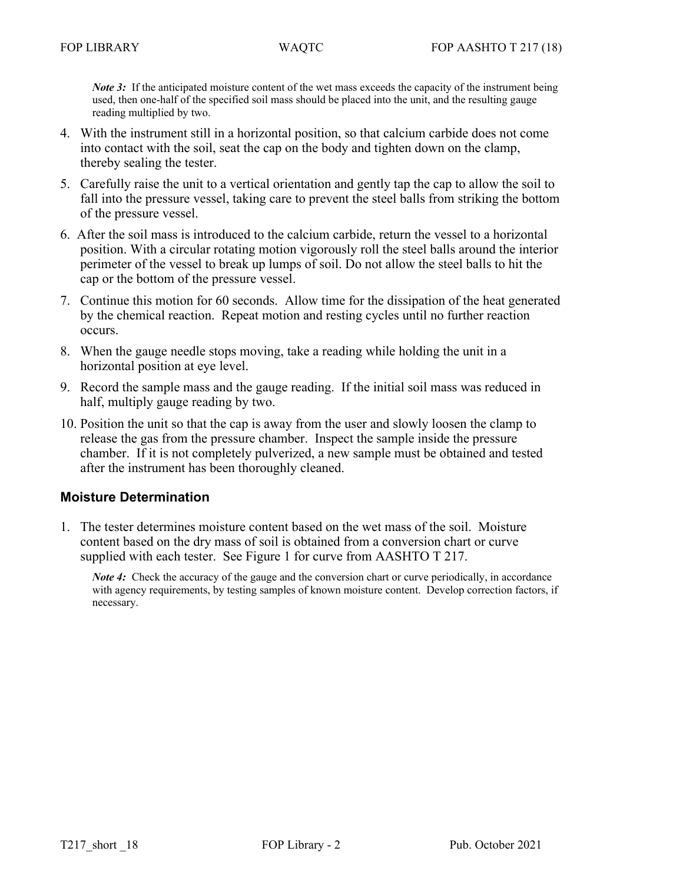*Note 3:* If the anticipated moisture content of the wet mass exceeds the capacity of the instrument being used, then one-half of the specified soil mass should be placed into the unit, and the resulting gauge reading multiplied by two.

4. With the instrument still in a horizontal position, so that calcium carbide does not come into contact with the soil, seat the cap on the body and tighten down on the clamp, thereby sealing the tester.
5. Carefully raise the unit to a vertical orientation and gently tap the cap to allow the soil to fall into the pressure vessel, taking care to prevent the steel balls from striking the bottom of the pressure vessel.
6. After the soil mass is introduced to the calcium carbide, return the vessel to a horizontal position. With a circular rotating motion vigorously roll the steel balls around the interior perimeter of the vessel to break up lumps of soil. Do not allow the steel balls to hit the cap or the bottom of the pressure vessel.
7. Continue this motion for 60 seconds. Allow time for the dissipation of the heat generated by the chemical reaction. Repeat motion and resting cycles until no further reaction occurs.
8. When the gauge needle stops moving, take a reading while holding the unit in a horizontal position at eye level.
9. Record the sample mass and the gauge reading. If the initial soil mass was reduced in half, multiply gauge reading by two.
10. Position the unit so that the cap is away from the user and slowly loosen the clamp to release the gas from the pressure chamber. Inspect the sample inside the pressure chamber. If it is not completely pulverized, a new sample must be obtained and tested after the instrument has been thoroughly cleaned.

## Moisture Determination

1. The tester determines moisture content based on the wet mass of the soil. Moisture content based on the dry mass of soil is obtained from a conversion chart or curve supplied with each tester. See Figure 1 for curve from AASHTO T 217.

   *Note 4:* Check the accuracy of the gauge and the conversion chart or curve periodically, in accordance with agency requirements, by testing samples of known moisture content. Develop correction factors, if necessary.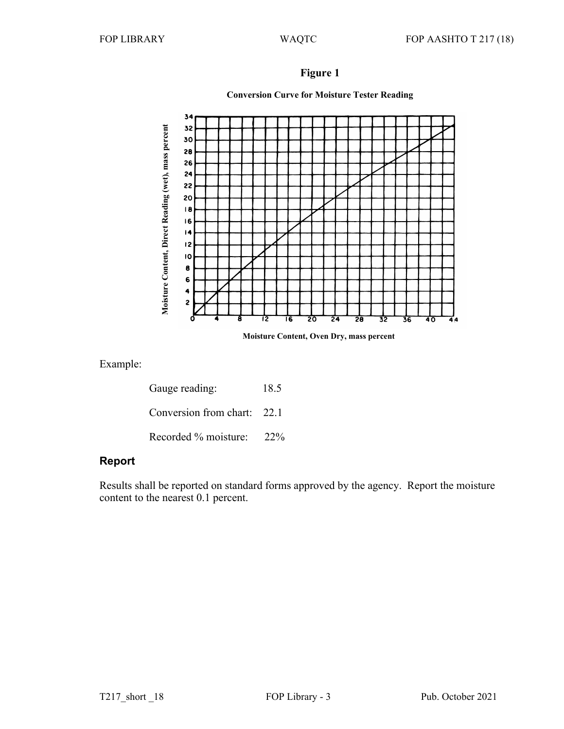**Figure 1**

**Conversion Curve for Moisture Tester Reading**

Moisture Content, Direct Reading (wet), mass percent

34
32
30
28
26
24
22
20
18
16
14
12
10
8
6
4
2

0 4 8 12 16 20 24 28 32 36 40 44

Moisture Content, Oven Dry, mass percent

Example:

Gauge reading: 18.5

Conversion from chart: 22.1

Recorded % moisture: 22%

## Report

Results shall be reported on standard forms approved by the agency. Report the moisture content to the nearest 0.1 percent.